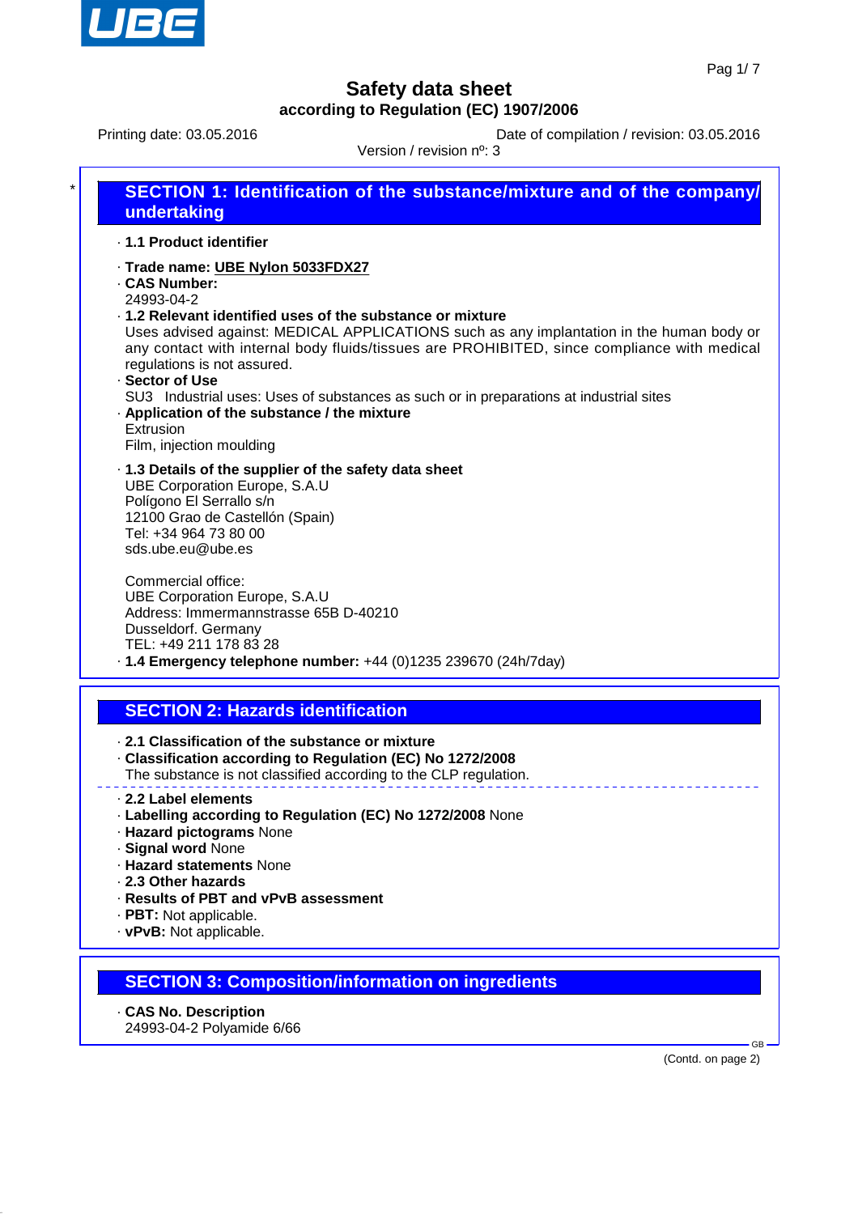# Safety data sheet

**according to Regulation (EC) 1907/2006**

Printing date: 03.05.2016

Date of compilation / revision: 03.05.2016

Version / revision nº: 3

## SECTION 1: Identification of the substance/mixture and of the company/ undertaking

· **1.1 Product identifier**

· **Trade name: UBE Nylon 5033FDX27**

· **CAS Number:**
24993-04-2

· **1.2 Relevant identified uses of the substance or mixture**
Uses advised against: MEDICAL APPLICATIONS such as any implantation in the human body or any contact with internal body fluids/tissues are PROHIBITED, since compliance with medical regulations is not assured.

· **Sector of Use**
SU3 Industrial uses: Uses of substances as such or in preparations at industrial sites

· **Application of the substance / the mixture**
Extrusion
Film, injection moulding

· **1.3 Details of the supplier of the safety data sheet**
UBE Corporation Europe, S.A.U
Polígono El Serrallo s/n
12100 Grao de Castellón (Spain)
Tel: +34 964 73 80 00
sds.ube.eu@ube.es

Commercial office:
UBE Corporation Europe, S.A.U
Address: Immermannstrasse 65B D-40210
Dusseldorf. Germany
TEL: +49 211 178 83 28

· **1.4 Emergency telephone number:** +44 (0)1235 239670 (24h/7day)

## SECTION 2: Hazards identification

· **2.1 Classification of the substance or mixture**

· **Classification according to Regulation (EC) No 1272/2008**
The substance is not classified according to the CLP regulation.

· **2.2 Label elements**

· **Labelling according to Regulation (EC) No 1272/2008** None

· **Hazard pictograms** None

· **Signal word** None

· **Hazard statements** None

· **2.3 Other hazards**

· **Results of PBT and vPvB assessment**

· **PBT:** Not applicable.

· **vPvB:** Not applicable.

## SECTION 3: Composition/information on ingredients

· **CAS No. Description**
24993-04-2 Polyamide 6/66

(Contd. on page 2)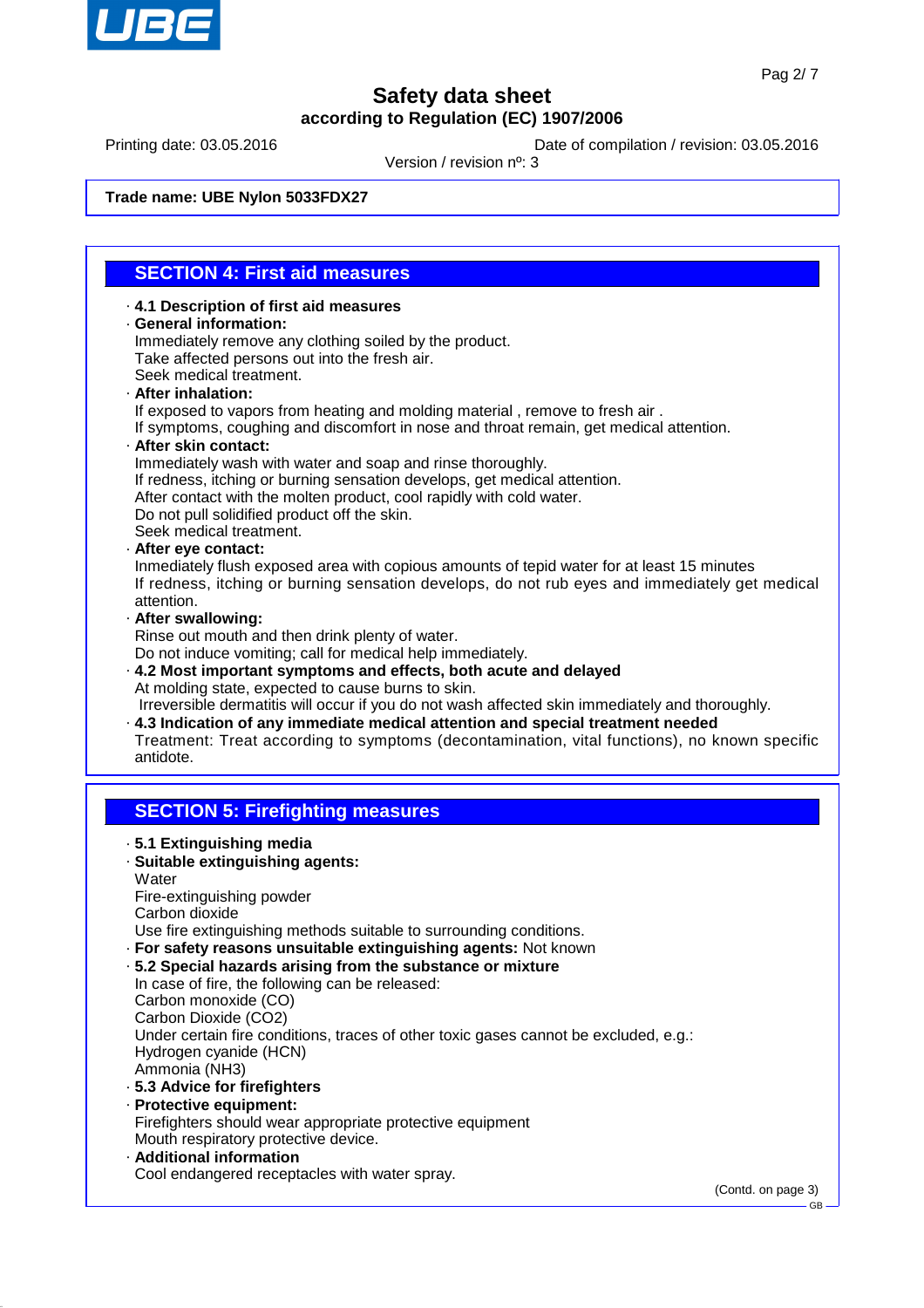Printing date: 03.05.2016 Date of compilation / revision: 03.05.2016

Version / revision nº: 3

**Trade name: UBE Nylon 5033FDX27**

## SECTION 4: First aid measures

- **4.1 Description of first aid measures**
- **General information:**
  Immediately remove any clothing soiled by the product.
  Take affected persons out into the fresh air.
  Seek medical treatment.
- **After inhalation:**
  If exposed to vapors from heating and molding material , remove to fresh air .
  If symptoms, coughing and discomfort in nose and throat remain, get medical attention.
- **After skin contact:**
  Immediately wash with water and soap and rinse thoroughly.
  If redness, itching or burning sensation develops, get medical attention.
  After contact with the molten product, cool rapidly with cold water.
  Do not pull solidified product off the skin.
  Seek medical treatment.
- **After eye contact:**
  Inmediately flush exposed area with copious amounts of tepid water for at least 15 minutes
  If redness, itching or burning sensation develops, do not rub eyes and immediately get medical attention.
- **After swallowing:**
  Rinse out mouth and then drink plenty of water.
  Do not induce vomiting; call for medical help immediately.
- **4.2 Most important symptoms and effects, both acute and delayed**
  At molding state, expected to cause burns to skin.
  Irreversible dermatitis will occur if you do not wash affected skin immediately and thoroughly.
- **4.3 Indication of any immediate medical attention and special treatment needed**
  Treatment: Treat according to symptoms (decontamination, vital functions), no known specific antidote.

## SECTION 5: Firefighting measures

- **5.1 Extinguishing media**
- **Suitable extinguishing agents:**
  Water
  Fire-extinguishing powder
  Carbon dioxide
  Use fire extinguishing methods suitable to surrounding conditions.
- **For safety reasons unsuitable extinguishing agents:** Not known
- **5.2 Special hazards arising from the substance or mixture**
  In case of fire, the following can be released:
  Carbon monoxide (CO)
  Carbon Dioxide ($CO_2$)
  Under certain fire conditions, traces of other toxic gases cannot be excluded, e.g.:
  Hydrogen cyanide (HCN)
  Ammonia ($NH_3$)
- **5.3 Advice for firefighters**
- **Protective equipment:**
  Firefighters should wear appropriate protective equipment
  Mouth respiratory protective device.
- **Additional information**
  Cool endangered receptacles with water spray.

(Contd. on page 3)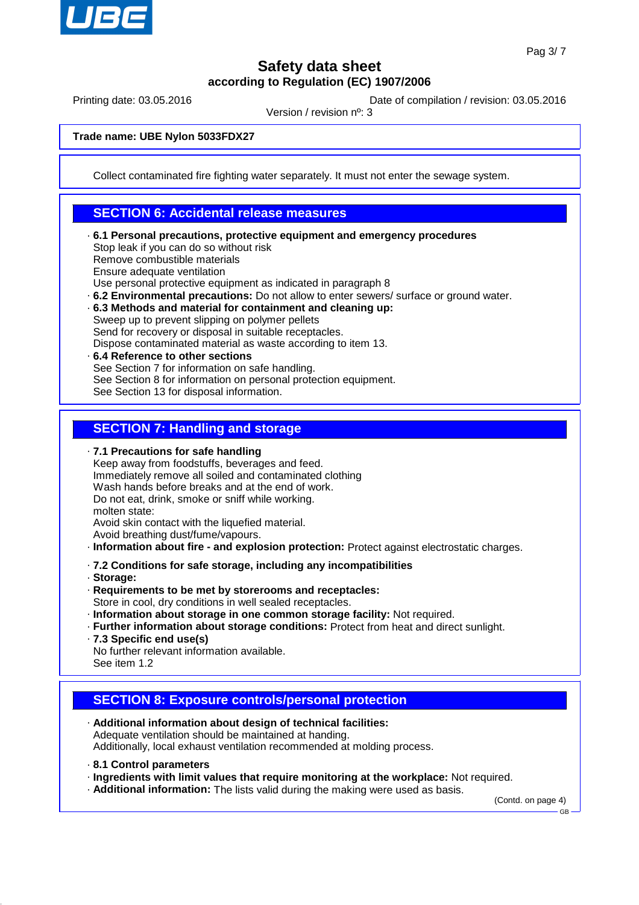Trade name: **UBE Nylon 5033FDX27**

Collect contaminated fire fighting water separately. It must not enter the sewage system.

## SECTION 6: Accidental release measures

- **6.1 Personal precautions, protective equipment and emergency procedures**
  Stop leak if you can do so without risk
  Remove combustible materials
  Ensure adequate ventilation
  Use personal protective equipment as indicated in paragraph 8
- **6.2 Environmental precautions:** Do not allow to enter sewers/ surface or ground water.
- **6.3 Methods and material for containment and cleaning up:**
  Sweep up to prevent slipping on polymer pellets
  Send for recovery or disposal in suitable receptacles.
  Dispose contaminated material as waste according to item 13.
- **6.4 Reference to other sections**
  See Section 7 for information on safe handling.
  See Section 8 for information on personal protection equipment.
  See Section 13 for disposal information.

## SECTION 7: Handling and storage

- **7.1 Precautions for safe handling**
  Keep away from foodstuffs, beverages and feed.
  Immediately remove all soiled and contaminated clothing
  Wash hands before breaks and at the end of work.
  Do not eat, drink, smoke or sniff while working.
  molten state:
  Avoid skin contact with the liquefied material.
  Avoid breathing dust/fume/vapours.
- **Information about fire - and explosion protection:** Protect against electrostatic charges.

- **7.2 Conditions for safe storage, including any incompatibilities**
- **Storage:**
- **Requirements to be met by storerooms and receptacles:**
  Store in cool, dry conditions in well sealed receptacles.
- **Information about storage in one common storage facility:** Not required.
- **Further information about storage conditions:** Protect from heat and direct sunlight.
- **7.3 Specific end use(s)**
  No further relevant information available.
  See item 1.2

## SECTION 8: Exposure controls/personal protection

- **Additional information about design of technical facilities:**
  Adequate ventilation should be maintained at handing.
  Additionally, local exhaust ventilation recommended at molding process.

- **8.1 Control parameters**
- **Ingredients with limit values that require monitoring at the workplace:** Not required.
- **Additional information:** The lists valid during the making were used as basis.

(Contd. on page 4)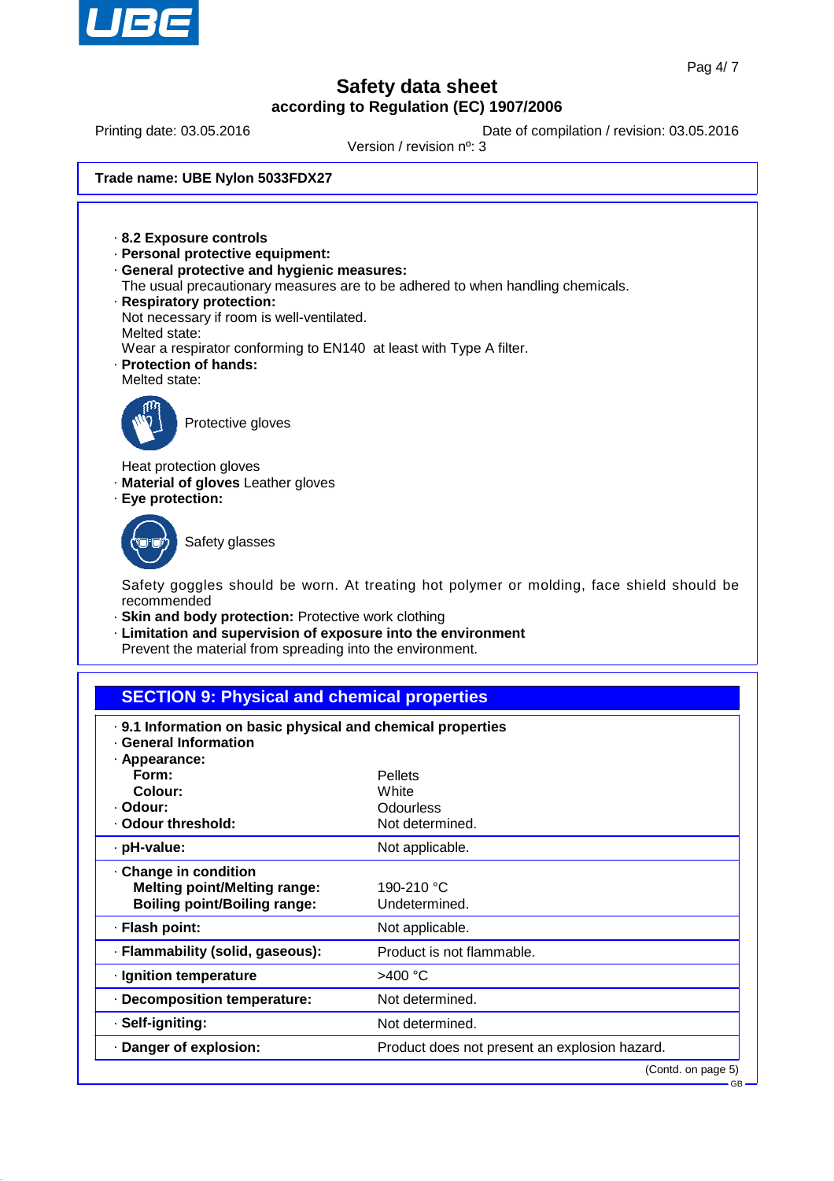**Trade name: UBE Nylon 5033FDX27**

- **8.2 Exposure controls**
- **Personal protective equipment:**
- **General protective and hygienic measures:**
  The usual precautionary measures are to be adhered to when handling chemicals.
- **Respiratory protection:**
  Not necessary if room is well-ventilated.
  Melted state:
  Wear a respirator conforming to EN140 at least with Type A filter.
- **Protection of hands:**
  Melted state:

  Protective gloves

  Heat protection gloves
- **Material of gloves** Leather gloves
- **Eye protection:**

  Safety glasses

  Safety goggles should be worn. At treating hot polymer or molding, face shield should be recommended
- **Skin and body protection:** Protective work clothing
- **Limitation and supervision of exposure into the environment**
  Prevent the material from spreading into the environment.

## SECTION 9: Physical and chemical properties

- **9.1 Information on basic physical and chemical properties**
- **General Information**

| | |
|---|---|
| · **Appearance:** | |
| **Form:** | Pellets |
| **Colour:** | White |
| · **Odour:** | Odourless |
| · **Odour threshold:** | Not determined. |
| · **pH-value:** | Not applicable. |
| · **Change in condition** | |
| **Melting point/Melting range:** | 190-210 °C |
| **Boiling point/Boiling range:** | Undetermined. |
| · **Flash point:** | Not applicable. |
| · **Flammability (solid, gaseous):** | Product is not flammable. |
| · **Ignition temperature** | >400 °C |
| · **Decomposition temperature:** | Not determined. |
| · **Self-igniting:** | Not determined. |
| · **Danger of explosion:** | Product does not present an explosion hazard. |

(Contd. on page 5)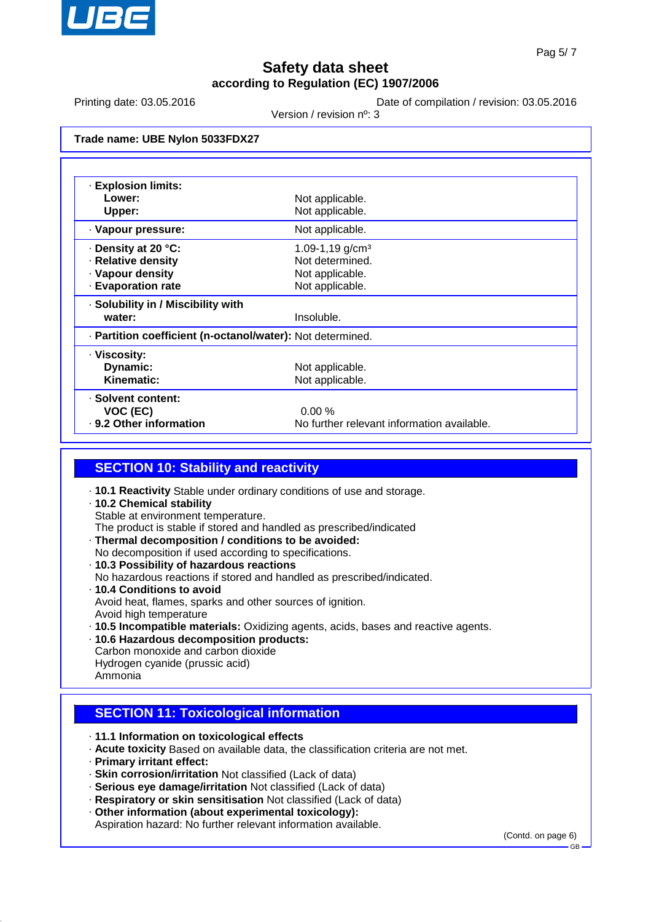**Safety data sheet**
**according to Regulation (EC) 1907/2006**

Printing date: 03.05.2016 Date of compilation / revision: 03.05.2016
Version / revision nº: 3

**Trade name: UBE Nylon 5033FDX27**

| | |
|---|---|
| · **Explosion limits:** | |
| **Lower:** | Not applicable. |
| **Upper:** | Not applicable. |
| · **Vapour pressure:** | Not applicable. |
| · **Density at 20 °C:** | 1.09-1,19 g/cm³ |
| · **Relative density** | Not determined. |
| · **Vapour density** | Not applicable. |
| · **Evaporation rate** | Not applicable. |
| · **Solubility in / Miscibility with** | |
| **water:** | Insoluble. |
| · **Partition coefficient (n-octanol/water):** | Not determined. |
| · **Viscosity:** | |
| **Dynamic:** | Not applicable. |
| **Kinematic:** | Not applicable. |
| · **Solvent content:** | |
| **VOC (EC)** | 0.00 % |
| · **9.2 Other information** | No further relevant information available. |

## SECTION 10: Stability and reactivity

· **10.1 Reactivity** Stable under ordinary conditions of use and storage.
· **10.2 Chemical stability**
Stable at environment temperature.
The product is stable if stored and handled as prescribed/indicated
· **Thermal decomposition / conditions to be avoided:**
No decomposition if used according to specifications.
· **10.3 Possibility of hazardous reactions**
No hazardous reactions if stored and handled as prescribed/indicated.
· **10.4 Conditions to avoid**
Avoid heat, flames, sparks and other sources of ignition.
Avoid high temperature
· **10.5 Incompatible materials:** Oxidizing agents, acids, bases and reactive agents.
· **10.6 Hazardous decomposition products:**
Carbon monoxide and carbon dioxide
Hydrogen cyanide (prussic acid)
Ammonia

## SECTION 11: Toxicological information

· **11.1 Information on toxicological effects**
· **Acute toxicity** Based on available data, the classification criteria are not met.
· **Primary irritant effect:**
· **Skin corrosion/irritation** Not classified (Lack of data)
· **Serious eye damage/irritation** Not classified (Lack of data)
· **Respiratory or skin sensitisation** Not classified (Lack of data)
· **Other information (about experimental toxicology):**
Aspiration hazard: No further relevant information available.

(Contd. on page 6)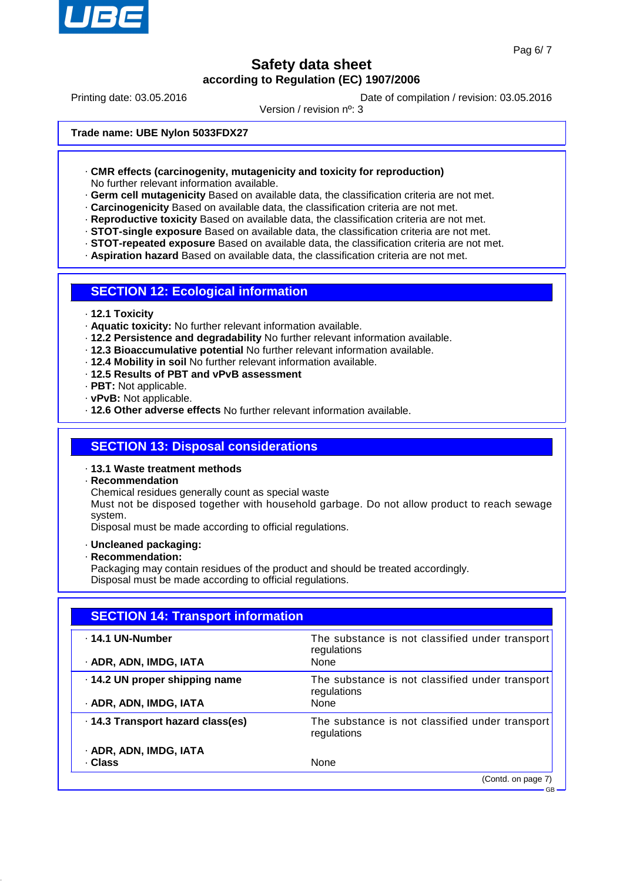**Safety data sheet**
**according to Regulation (EC) 1907/2006**

Printing date: 03.05.2016 Date of compilation / revision: 03.05.2016
Version / revision nº: 3

**Trade name: UBE Nylon 5033FDX27**

· **CMR effects (carcinogenity, mutagenicity and toxicity for reproduction)**
No further relevant information available.
· **Germ cell mutagenicity** Based on available data, the classification criteria are not met.
· **Carcinogenicity** Based on available data, the classification criteria are not met.
· **Reproductive toxicity** Based on available data, the classification criteria are not met.
· **STOT-single exposure** Based on available data, the classification criteria are not met.
· **STOT-repeated exposure** Based on available data, the classification criteria are not met.
· **Aspiration hazard** Based on available data, the classification criteria are not met.

## SECTION 12: Ecological information

· **12.1 Toxicity**
· **Aquatic toxicity:** No further relevant information available.
· **12.2 Persistence and degradability** No further relevant information available.
· **12.3 Bioaccumulative potential** No further relevant information available.
· **12.4 Mobility in soil** No further relevant information available.
· **12.5 Results of PBT and vPvB assessment**
· **PBT:** Not applicable.
· **vPvB:** Not applicable.
· **12.6 Other adverse effects** No further relevant information available.

## SECTION 13: Disposal considerations

· **13.1 Waste treatment methods**
· **Recommendation**
Chemical residues generally count as special waste
Must not be disposed together with household garbage. Do not allow product to reach sewage system.
Disposal must be made according to official regulations.

· **Uncleaned packaging:**
· **Recommendation:**
Packaging may contain residues of the product and should be treated accordingly.
Disposal must be made according to official regulations.

## SECTION 14: Transport information

| | |
|---|---|
| · **14.1 UN-Number** | The substance is not classified under transport regulations |
| · **ADR, ADN, IMDG, IATA** | None |
| · **14.2 UN proper shipping name** | The substance is not classified under transport regulations |
| · **ADR, ADN, IMDG, IATA** | None |
| · **14.3 Transport hazard class(es)** | The substance is not classified under transport regulations |
| · **ADR, ADN, IMDG, IATA** | |
| · **Class** | None |

(Contd. on page 7)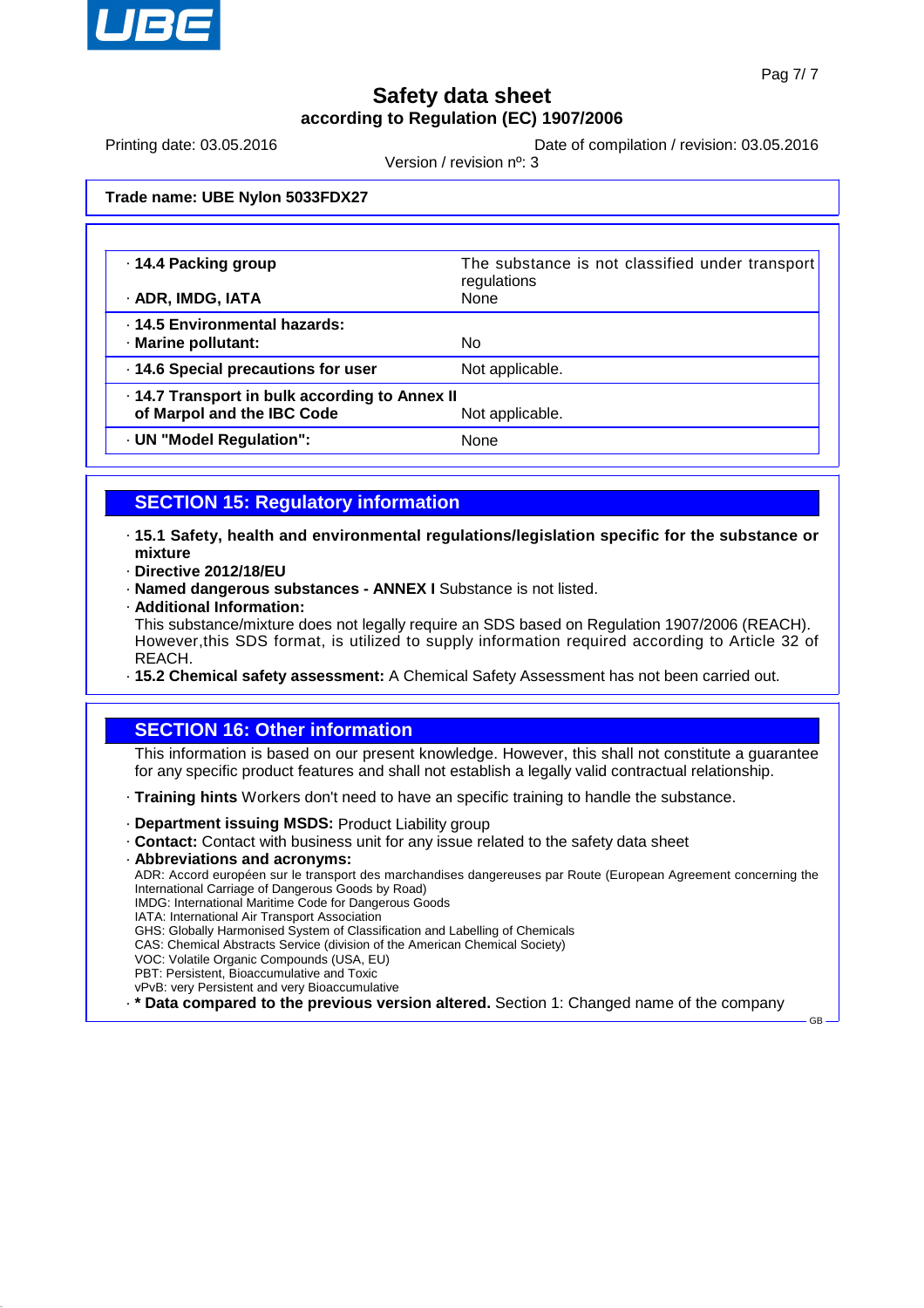**Safety data sheet**
**according to Regulation (EC) 1907/2006**

Printing date: 03.05.2016    Date of compilation / revision: 03.05.2016
Version / revision nº: 3

**Trade name: UBE Nylon 5033FDX27**

| | |
|---|---|
| · **14.4 Packing group** | The substance is not classified under transport regulations |
| · **ADR, IMDG, IATA** | None |
| · **14.5 Environmental hazards:** | |
| · **Marine pollutant:** | No |
| · **14.6 Special precautions for user** | Not applicable. |
| · **14.7 Transport in bulk according to Annex II of Marpol and the IBC Code** | Not applicable. |
| · **UN "Model Regulation":** | None |

## SECTION 15: Regulatory information

· **15.1 Safety, health and environmental regulations/legislation specific for the substance or mixture**
· **Directive 2012/18/EU**
· **Named dangerous substances - ANNEX I** Substance is not listed.
· **Additional Information:**
This substance/mixture does not legally require an SDS based on Regulation 1907/2006 (REACH). However,this SDS format, is utilized to supply information required according to Article 32 of REACH.
· **15.2 Chemical safety assessment:** A Chemical Safety Assessment has not been carried out.

## SECTION 16: Other information

This information is based on our present knowledge. However, this shall not constitute a guarantee for any specific product features and shall not establish a legally valid contractual relationship.

· **Training hints** Workers don't need to have an specific training to handle the substance.

· **Department issuing MSDS:** Product Liability group
· **Contact:** Contact with business unit for any issue related to the safety data sheet
· **Abbreviations and acronyms:**
ADR: Accord européen sur le transport des marchandises dangereuses par Route (European Agreement concerning the International Carriage of Dangerous Goods by Road)
IMDG: International Maritime Code for Dangerous Goods
IATA: International Air Transport Association
GHS: Globally Harmonised System of Classification and Labelling of Chemicals
CAS: Chemical Abstracts Service (division of the American Chemical Society)
VOC: Volatile Organic Compounds (USA, EU)
PBT: Persistent, Bioaccumulative and Toxic
vPvB: very Persistent and very Bioaccumulative
· *** Data compared to the previous version altered.** Section 1: Changed name of the company